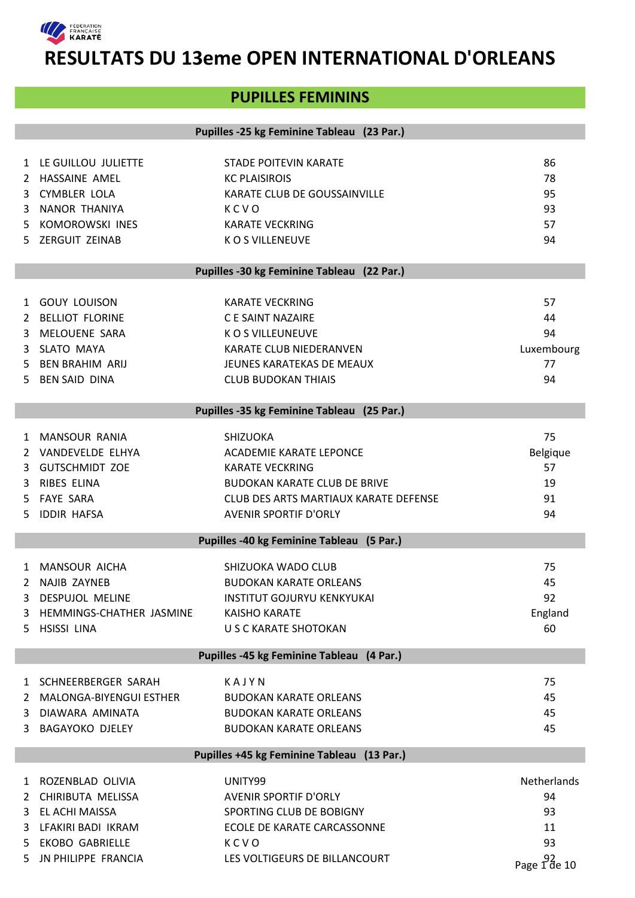# RESULTATS DU 13eme OPEN INTERNATIONAL D'ORLEANS

## PUPILLES FEMININS

### Pupilles -25 kg Feminine Tableau (23 Par.)

| | | | |
|---|---|---|---|
| 1 | LE GUILLOU JULIETTE | STADE POITEVIN KARATE | 86 |
| 2 | HASSAINE AMEL | KC PLAISIROIS | 78 |
| 3 | CYMBLER LOLA | KARATE CLUB DE GOUSSAINVILLE | 95 |
| 3 | NANOR THANIYA | K C V O | 93 |
| 5 | KOMOROWSKI INES | KARATE VECKRING | 57 |
| 5 | ZERGUIT ZEINAB | K O S VILLENEUVE | 94 |

### Pupilles -30 kg Feminine Tableau (22 Par.)

| | | | |
|---|---|---|---|
| 1 | GOUY LOUISON | KARATE VECKRING | 57 |
| 2 | BELLIOT FLORINE | C E SAINT NAZAIRE | 44 |
| 3 | MELOUENE SARA | K O S VILLEUNEUVE | 94 |
| 3 | SLATO MAYA | KARATE CLUB NIEDERANVEN | Luxembourg |
| 5 | BEN BRAHIM ARIJ | JEUNES KARATEKAS DE MEAUX | 77 |
| 5 | BEN SAID DINA | CLUB BUDOKAN THIAIS | 94 |

### Pupilles -35 kg Feminine Tableau (25 Par.)

| | | | |
|---|---|---|---|
| 1 | MANSOUR RANIA | SHIZUOKA | 75 |
| 2 | VANDEVELDE ELHYA | ACADEMIE KARATE LEPONCE | Belgique |
| 3 | GUTSCHMIDT ZOE | KARATE VECKRING | 57 |
| 3 | RIBES ELINA | BUDOKAN KARATE CLUB DE BRIVE | 19 |
| 5 | FAYE SARA | CLUB DES ARTS MARTIAUX KARATE DEFENSE | 91 |
| 5 | IDDIR HAFSA | AVENIR SPORTIF D'ORLY | 94 |

### Pupilles -40 kg Feminine Tableau (5 Par.)

| | | | |
|---|---|---|---|
| 1 | MANSOUR AICHA | SHIZUOKA WADO CLUB | 75 |
| 2 | NAJIB ZAYNEB | BUDOKAN KARATE ORLEANS | 45 |
| 3 | DESPUJOL MELINE | INSTITUT GOJURYU KENKYUKAI | 92 |
| 3 | HEMMINGS-CHATHER JASMINE | KAISHO KARATE | England |
| 5 | HSISSI LINA | U S C KARATE SHOTOKAN | 60 |

### Pupilles -45 kg Feminine Tableau (4 Par.)

| | | | |
|---|---|---|---|
| 1 | SCHNEERBERGER SARAH | K A J Y N | 75 |
| 2 | MALONGA-BIYENGUI ESTHER | BUDOKAN KARATE ORLEANS | 45 |
| 3 | DIAWARA AMINATA | BUDOKAN KARATE ORLEANS | 45 |
| 3 | BAGAYOKO DJELEY | BUDOKAN KARATE ORLEANS | 45 |

### Pupilles +45 kg Feminine Tableau (13 Par.)

| | | | |
|---|---|---|---|
| 1 | ROZENBLAD OLIVIA | UNITY99 | Netherlands |
| 2 | CHIRIBUTA MELISSA | AVENIR SPORTIF D'ORLY | 94 |
| 3 | EL ACHI MAISSA | SPORTING CLUB DE BOBIGNY | 93 |
| 3 | LFAKIRI BADI IKRAM | ECOLE DE KARATE CARCASSONNE | 11 |
| 5 | EKOBO GABRIELLE | K C V O | 93 |
| 5 | JN PHILIPPE FRANCIA | LES VOLTIGEURS DE BILLANCOURT | 92 |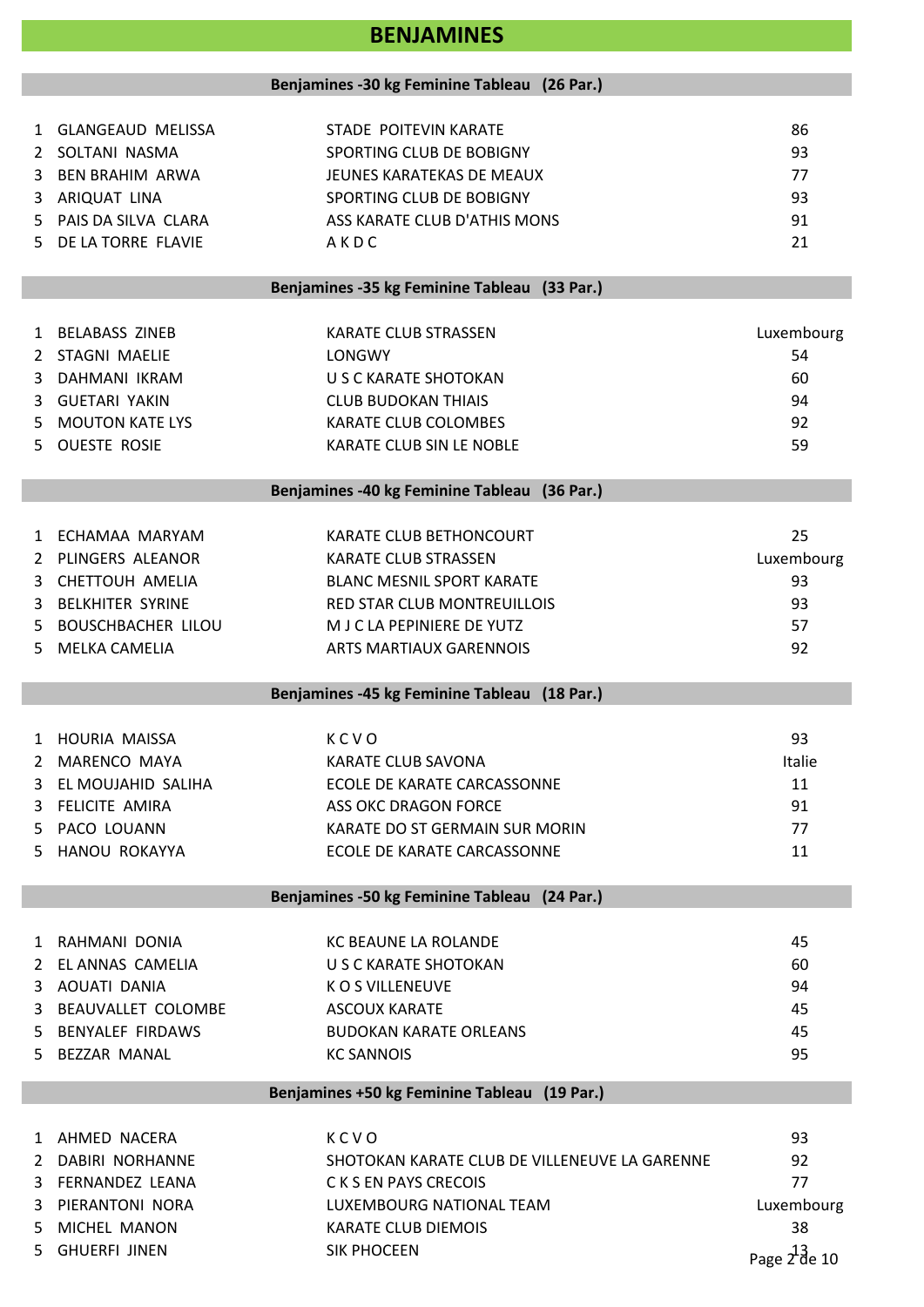# BENJAMINES

## Benjamines -30 kg Feminine Tableau (26 Par.)

| | | | |
|---|---|---|---|
| 1 | GLANGEAUD MELISSA | STADE POITEVIN KARATE | 86 |
| 2 | SOLTANI NASMA | SPORTING CLUB DE BOBIGNY | 93 |
| 3 | BEN BRAHIM ARWA | JEUNES KARATEKAS DE MEAUX | 77 |
| 3 | ARIQUAT LINA | SPORTING CLUB DE BOBIGNY | 93 |
| 5 | PAIS DA SILVA CLARA | ASS KARATE CLUB D'ATHIS MONS | 91 |
| 5 | DE LA TORRE FLAVIE | A K D C | 21 |

## Benjamines -35 kg Feminine Tableau (33 Par.)

| | | | |
|---|---|---|---|
| 1 | BELABASS ZINEB | KARATE CLUB STRASSEN | Luxembourg |
| 2 | STAGNI MAELIE | LONGWY | 54 |
| 3 | DAHMANI IKRAM | U S C KARATE SHOTOKAN | 60 |
| 3 | GUETARI YAKIN | CLUB BUDOKAN THIAIS | 94 |
| 5 | MOUTON KATE LYS | KARATE CLUB COLOMBES | 92 |
| 5 | OUESTE ROSIE | KARATE CLUB SIN LE NOBLE | 59 |

## Benjamines -40 kg Feminine Tableau (36 Par.)

| | | | |
|---|---|---|---|
| 1 | ECHAMAA MARYAM | KARATE CLUB BETHONCOURT | 25 |
| 2 | PLINGERS ALEANOR | KARATE CLUB STRASSEN | Luxembourg |
| 3 | CHETTOUH AMELIA | BLANC MESNIL SPORT KARATE | 93 |
| 3 | BELKHITER SYRINE | RED STAR CLUB MONTREUILLOIS | 93 |
| 5 | BOUSCHBACHER LILOU | M J C LA PEPINIERE DE YUTZ | 57 |
| 5 | MELKA CAMELIA | ARTS MARTIAUX GARENNOIS | 92 |

## Benjamines -45 kg Feminine Tableau (18 Par.)

| | | | |
|---|---|---|---|
| 1 | HOURIA MAISSA | K C V O | 93 |
| 2 | MARENCO MAYA | KARATE CLUB SAVONA | Italie |
| 3 | EL MOUJAHID SALIHA | ECOLE DE KARATE CARCASSONNE | 11 |
| 3 | FELICITE AMIRA | ASS OKC DRAGON FORCE | 91 |
| 5 | PACO LOUANN | KARATE DO ST GERMAIN SUR MORIN | 77 |
| 5 | HANOU ROKAYYA | ECOLE DE KARATE CARCASSONNE | 11 |

## Benjamines -50 kg Feminine Tableau (24 Par.)

| | | | |
|---|---|---|---|
| 1 | RAHMANI DONIA | KC BEAUNE LA ROLANDE | 45 |
| 2 | EL ANNAS CAMELIA | U S C KARATE SHOTOKAN | 60 |
| 3 | AOUATI DANIA | K O S VILLENEUVE | 94 |
| 3 | BEAUVALLET COLOMBE | ASCOUX KARATE | 45 |
| 5 | BENYALEF FIRDAWS | BUDOKAN KARATE ORLEANS | 45 |
| 5 | BEZZAR MANAL | KC SANNOIS | 95 |

## Benjamines +50 kg Feminine Tableau (19 Par.)

| | | | |
|---|---|---|---|
| 1 | AHMED NACERA | K C V O | 93 |
| 2 | DABIRI NORHANNE | SHOTOKAN KARATE CLUB DE VILLENEUVE LA GARENNE | 92 |
| 3 | FERNANDEZ LEANA | C K S EN PAYS CRECOIS | 77 |
| 3 | PIERANTONI NORA | LUXEMBOURG NATIONAL TEAM | Luxembourg |
| 5 | MICHEL MANON | KARATE CLUB DIEMOIS | 38 |
| 5 | GHUERFI JINEN | SIK PHOCEEN | 13 |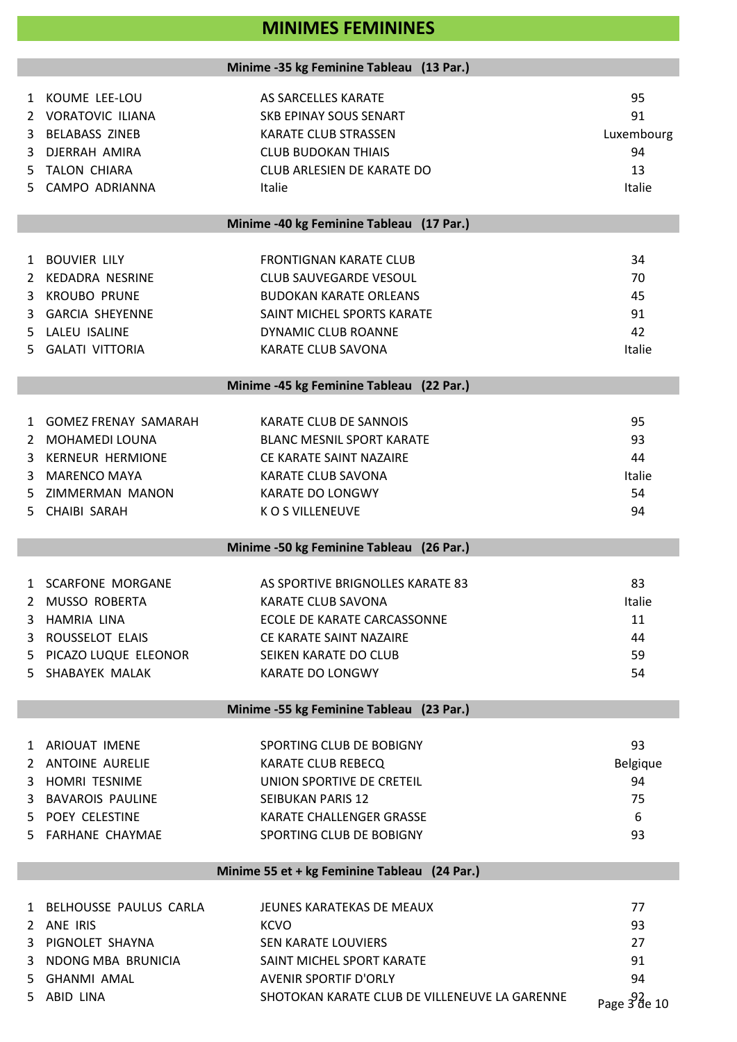# MINIMES FEMININES

## Minime -35 kg Feminine Tableau (13 Par.)

| | | | |
|---|---|---|---|
| 1 | KOUME LEE-LOU | AS SARCELLES KARATE | 95 |
| 2 | VORATOVIC ILIANA | SKB EPINAY SOUS SENART | 91 |
| 3 | BELABASS ZINEB | KARATE CLUB STRASSEN | Luxembourg |
| 3 | DJERRAH AMIRA | CLUB BUDOKAN THIAIS | 94 |
| 5 | TALON CHIARA | CLUB ARLESIEN DE KARATE DO | 13 |
| 5 | CAMPO ADRIANNA | Italie | Italie |

## Minime -40 kg Feminine Tableau (17 Par.)

| | | | |
|---|---|---|---|
| 1 | BOUVIER LILY | FRONTIGNAN KARATE CLUB | 34 |
| 2 | KEDADRA NESRINE | CLUB SAUVEGARDE VESOUL | 70 |
| 3 | KROUBO PRUNE | BUDOKAN KARATE ORLEANS | 45 |
| 3 | GARCIA SHEYENNE | SAINT MICHEL SPORTS KARATE | 91 |
| 5 | LALEU ISALINE | DYNAMIC CLUB ROANNE | 42 |
| 5 | GALATI VITTORIA | KARATE CLUB SAVONA | Italie |

## Minime -45 kg Feminine Tableau (22 Par.)

| | | | |
|---|---|---|---|
| 1 | GOMEZ FRENAY SAMARAH | KARATE CLUB DE SANNOIS | 95 |
| 2 | MOHAMEDI LOUNA | BLANC MESNIL SPORT KARATE | 93 |
| 3 | KERNEUR HERMIONE | CE KARATE SAINT NAZAIRE | 44 |
| 3 | MARENCO MAYA | KARATE CLUB SAVONA | Italie |
| 5 | ZIMMERMAN MANON | KARATE DO LONGWY | 54 |
| 5 | CHAIBI SARAH | K O S VILLENEUVE | 94 |

## Minime -50 kg Feminine Tableau (26 Par.)

| | | | |
|---|---|---|---|
| 1 | SCARFONE MORGANE | AS SPORTIVE BRIGNOLLES KARATE 83 | 83 |
| 2 | MUSSO ROBERTA | KARATE CLUB SAVONA | Italie |
| 3 | HAMRIA LINA | ECOLE DE KARATE CARCASSONNE | 11 |
| 3 | ROUSSELOT ELAIS | CE KARATE SAINT NAZAIRE | 44 |
| 5 | PICAZO LUQUE ELEONOR | SEIKEN KARATE DO CLUB | 59 |
| 5 | SHABAYEK MALAK | KARATE DO LONGWY | 54 |

## Minime -55 kg Feminine Tableau (23 Par.)

| | | | |
|---|---|---|---|
| 1 | ARIOUAT IMENE | SPORTING CLUB DE BOBIGNY | 93 |
| 2 | ANTOINE AURELIE | KARATE CLUB REBECQ | Belgique |
| 3 | HOMRI TESNIME | UNION SPORTIVE DE CRETEIL | 94 |
| 3 | BAVAROIS PAULINE | SEIBUKAN PARIS 12 | 75 |
| 5 | POEY CELESTINE | KARATE CHALLENGER GRASSE | 6 |
| 5 | FARHANE CHAYMAE | SPORTING CLUB DE BOBIGNY | 93 |

## Minime 55 et + kg Feminine Tableau (24 Par.)

| | | | |
|---|---|---|---|
| 1 | BELHOUSSE PAULUS CARLA | JEUNES KARATEKAS DE MEAUX | 77 |
| 2 | ANE IRIS | KCVO | 93 |
| 3 | PIGNOLET SHAYNA | SEN KARATE LOUVIERS | 27 |
| 3 | NDONG MBA BRUNICIA | SAINT MICHEL SPORT KARATE | 91 |
| 5 | GHANMI AMAL | AVENIR SPORTIF D'ORLY | 94 |
| 5 | ABID LINA | SHOTOKAN KARATE CLUB DE VILLENEUVE LA GARENNE | 92 |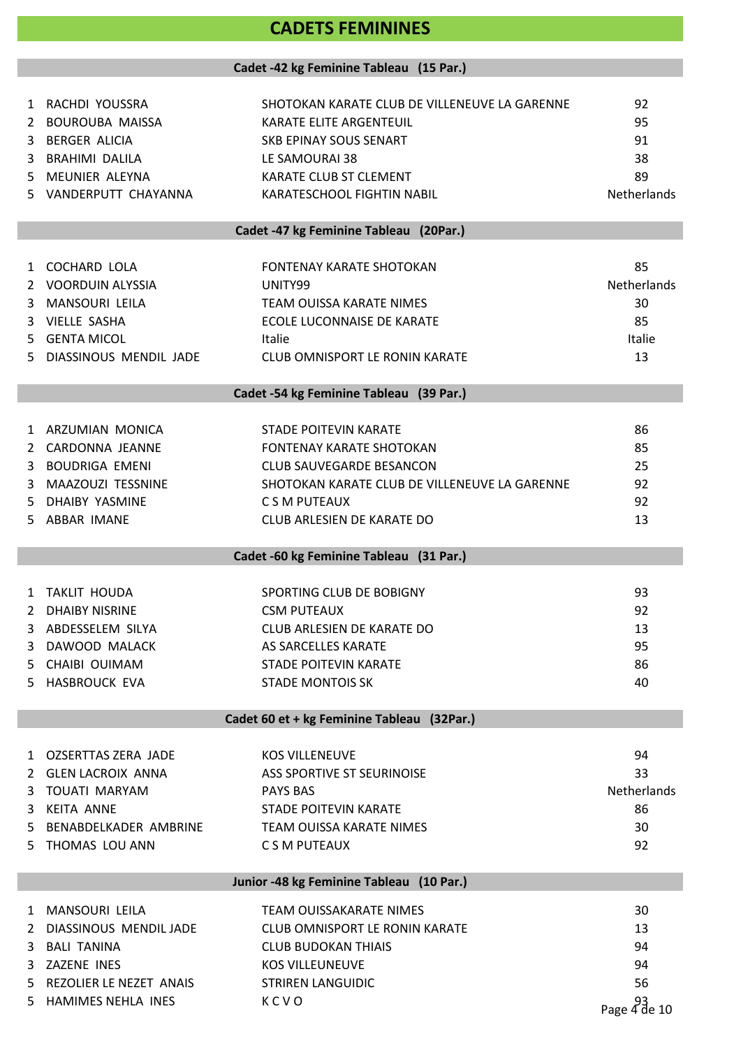# CADETS FEMININES

## Cadet -42 kg Feminine Tableau (15 Par.)

| | | | |
|---|---|---|---|
| 1 | RACHDI YOUSSRA | SHOTOKAN KARATE CLUB DE VILLENEUVE LA GARENNE | 92 |
| 2 | BOUROUBA MAISSA | KARATE ELITE ARGENTEUIL | 95 |
| 3 | BERGER ALICIA | SKB EPINAY SOUS SENART | 91 |
| 3 | BRAHIMI DALILA | LE SAMOURAI 38 | 38 |
| 5 | MEUNIER ALEYNA | KARATE CLUB ST CLEMENT | 89 |
| 5 | VANDERPUTT CHAYANNA | KARATESCHOOL FIGHTIN NABIL | Netherlands |

## Cadet -47 kg Feminine Tableau (20Par.)

| | | | |
|---|---|---|---|
| 1 | COCHARD LOLA | FONTENAY KARATE SHOTOKAN | 85 |
| 2 | VOORDUIN ALYSSIA | UNITY99 | Netherlands |
| 3 | MANSOURI LEILA | TEAM OUISSA KARATE NIMES | 30 |
| 3 | VIELLE SASHA | ECOLE LUCONNAISE DE KARATE | 85 |
| 5 | GENTA MICOL | Italie | Italie |
| 5 | DIASSINOUS MENDIL JADE | CLUB OMNISPORT LE RONIN KARATE | 13 |

## Cadet -54 kg Feminine Tableau (39 Par.)

| | | | |
|---|---|---|---|
| 1 | ARZUMIAN MONICA | STADE POITEVIN KARATE | 86 |
| 2 | CARDONNA JEANNE | FONTENAY KARATE SHOTOKAN | 85 |
| 3 | BOUDRIGA EMENI | CLUB SAUVEGARDE BESANCON | 25 |
| 3 | MAAZOUZI TESSNINE | SHOTOKAN KARATE CLUB DE VILLENEUVE LA GARENNE | 92 |
| 5 | DHAIBY YASMINE | C S M PUTEAUX | 92 |
| 5 | ABBAR IMANE | CLUB ARLESIEN DE KARATE DO | 13 |

## Cadet -60 kg Feminine Tableau (31 Par.)

| | | | |
|---|---|---|---|
| 1 | TAKLIT HOUDA | SPORTING CLUB DE BOBIGNY | 93 |
| 2 | DHAIBY NISRINE | CSM PUTEAUX | 92 |
| 3 | ABDESSELEM SILYA | CLUB ARLESIEN DE KARATE DO | 13 |
| 3 | DAWOOD MALACK | AS SARCELLES KARATE | 95 |
| 5 | CHAIBI OUIMAM | STADE POITEVIN KARATE | 86 |
| 5 | HASBROUCK EVA | STADE MONTOIS SK | 40 |

## Cadet 60 et + kg Feminine Tableau (32Par.)

| | | | |
|---|---|---|---|
| 1 | OZSERTTAS ZERA JADE | KOS VILLENEUVE | 94 |
| 2 | GLEN LACROIX ANNA | ASS SPORTIVE ST SEURINOISE | 33 |
| 3 | TOUATI MARYAM | PAYS BAS | Netherlands |
| 3 | KEITA ANNE | STADE POITEVIN KARATE | 86 |
| 5 | BENABDELKADER AMBRINE | TEAM OUISSA KARATE NIMES | 30 |
| 5 | THOMAS LOU ANN | C S M PUTEAUX | 92 |

## Junior -48 kg Feminine Tableau (10 Par.)

| | | | |
|---|---|---|---|
| 1 | MANSOURI LEILA | TEAM OUISSAKARATE NIMES | 30 |
| 2 | DIASSINOUS MENDIL JADE | CLUB OMNISPORT LE RONIN KARATE | 13 |
| 3 | BALI TANINA | CLUB BUDOKAN THIAIS | 94 |
| 3 | ZAZENE INES | KOS VILLEUNEUVE | 94 |
| 5 | REZOLIER LE NEZET ANAIS | STRIREN LANGUIDIC | 56 |
| 5 | HAMIMES NEHLA INES | K C V O | 93 |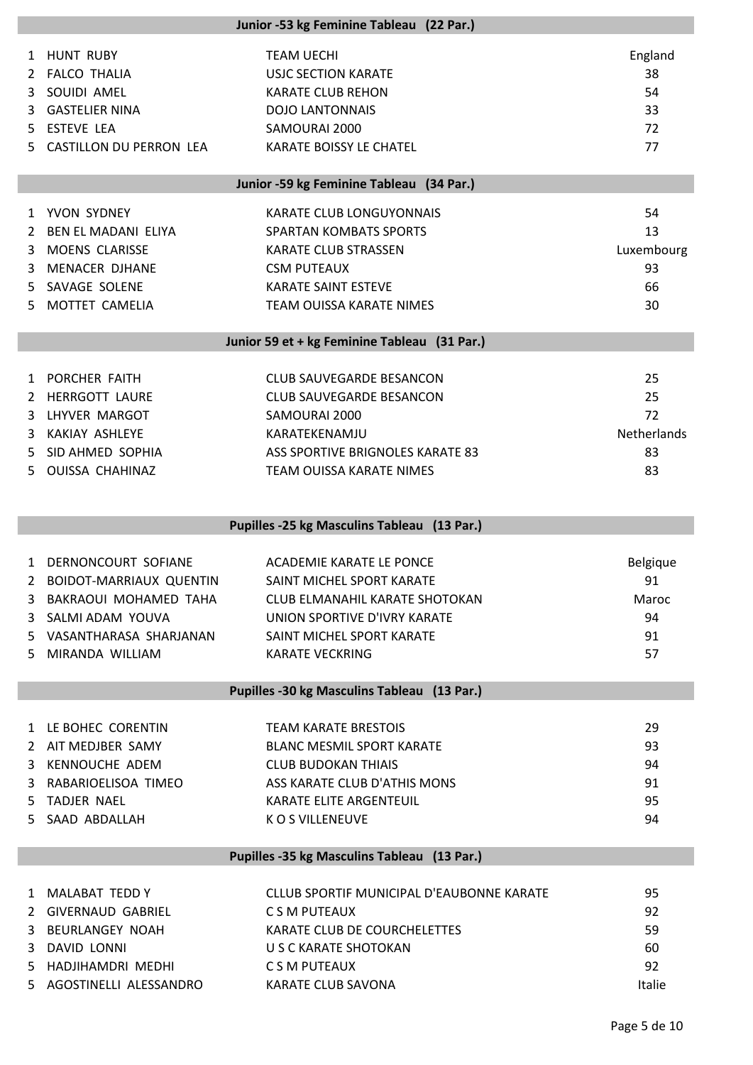## Junior -53 kg Feminine Tableau (22 Par.)

| | | | |
|---|---|---|---|
| 1 | HUNT RUBY | TEAM UECHI | England |
| 2 | FALCO THALIA | USJC SECTION KARATE | 38 |
| 3 | SOUIDI AMEL | KARATE CLUB REHON | 54 |
| 3 | GASTELIER NINA | DOJO LANTONNAIS | 33 |
| 5 | ESTEVE LEA | SAMOURAI 2000 | 72 |
| 5 | CASTILLON DU PERRON LEA | KARATE BOISSY LE CHATEL | 77 |

## Junior -59 kg Feminine Tableau (34 Par.)

| | | | |
|---|---|---|---|
| 1 | YVON SYDNEY | KARATE CLUB LONGUYONNAIS | 54 |
| 2 | BEN EL MADANI ELIYA | SPARTAN KOMBATS SPORTS | 13 |
| 3 | MOENS CLARISSE | KARATE CLUB STRASSEN | Luxembourg |
| 3 | MENACER DJHANE | CSM PUTEAUX | 93 |
| 5 | SAVAGE SOLENE | KARATE SAINT ESTEVE | 66 |
| 5 | MOTTET CAMELIA | TEAM OUISSA KARATE NIMES | 30 |

## Junior 59 et + kg Feminine Tableau (31 Par.)

| | | | |
|---|---|---|---|
| 1 | PORCHER FAITH | CLUB SAUVEGARDE BESANCON | 25 |
| 2 | HERRGOTT LAURE | CLUB SAUVEGARDE BESANCON | 25 |
| 3 | LHYVER MARGOT | SAMOURAI 2000 | 72 |
| 3 | KAKIAY ASHLEYE | KARATEKENAMJU | Netherlands |
| 5 | SID AHMED SOPHIA | ASS SPORTIVE BRIGNOLES KARATE 83 | 83 |
| 5 | OUISSA CHAHINAZ | TEAM OUISSA KARATE NIMES | 83 |

## Pupilles -25 kg Masculins Tableau (13 Par.)

| | | | |
|---|---|---|---|
| 1 | DERNONCOURT SOFIANE | ACADEMIE KARATE LE PONCE | Belgique |
| 2 | BOIDOT-MARRIAUX QUENTIN | SAINT MICHEL SPORT KARATE | 91 |
| 3 | BAKRAOUI MOHAMED TAHA | CLUB ELMANAHIL KARATE SHOTOKAN | Maroc |
| 3 | SALMI ADAM YOUVA | UNION SPORTIVE D'IVRY KARATE | 94 |
| 5 | VASANTHARASA SHARJANAN | SAINT MICHEL SPORT KARATE | 91 |
| 5 | MIRANDA WILLIAM | KARATE VECKRING | 57 |

## Pupilles -30 kg Masculins Tableau (13 Par.)

| | | | |
|---|---|---|---|
| 1 | LE BOHEC CORENTIN | TEAM KARATE BRESTOIS | 29 |
| 2 | AIT MEDJBER SAMY | BLANC MESMIL SPORT KARATE | 93 |
| 3 | KENNOUCHE ADEM | CLUB BUDOKAN THIAIS | 94 |
| 3 | RABARIOELISOA TIMEO | ASS KARATE CLUB D'ATHIS MONS | 91 |
| 5 | TADJER NAEL | KARATE ELITE ARGENTEUIL | 95 |
| 5 | SAAD ABDALLAH | K O S VILLENEUVE | 94 |

## Pupilles -35 kg Masculins Tableau (13 Par.)

| | | | |
|---|---|---|---|
| 1 | MALABAT TEDD Y | CLLUB SPORTIF MUNICIPAL D'EAUBONNE KARATE | 95 |
| 2 | GIVERNAUD GABRIEL | C S M PUTEAUX | 92 |
| 3 | BEURLANGEY NOAH | KARATE CLUB DE COURCHELETTES | 59 |
| 3 | DAVID LONNI | U S C KARATE SHOTOKAN | 60 |
| 5 | HADJIHAMDRI MEDHI | C S M PUTEAUX | 92 |
| 5 | AGOSTINELLI ALESSANDRO | KARATE CLUB SAVONA | Italie |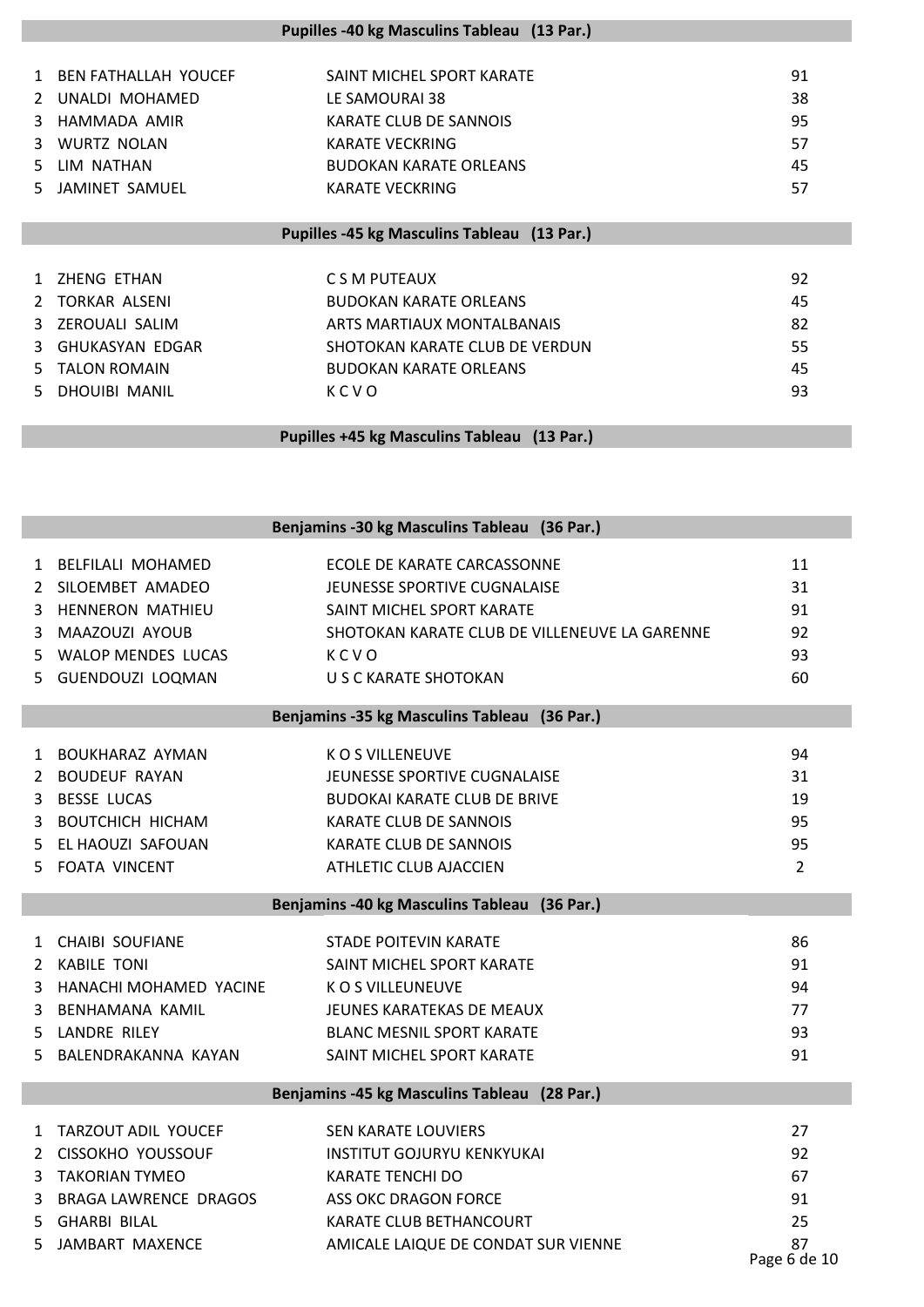## Pupilles -40 kg Masculins Tableau (13 Par.)

| | | | |
|---|---|---|---|
| 1 | BEN FATHALLAH YOUCEF | SAINT MICHEL SPORT KARATE | 91 |
| 2 | UNALDI MOHAMED | LE SAMOURAI 38 | 38 |
| 3 | HAMMADA AMIR | KARATE CLUB DE SANNOIS | 95 |
| 3 | WURTZ NOLAN | KARATE VECKRING | 57 |
| 5 | LIM NATHAN | BUDOKAN KARATE ORLEANS | 45 |
| 5 | JAMINET SAMUEL | KARATE VECKRING | 57 |

## Pupilles -45 kg Masculins Tableau (13 Par.)

| | | | |
|---|---|---|---|
| 1 | ZHENG ETHAN | C S M PUTEAUX | 92 |
| 2 | TORKAR ALSENI | BUDOKAN KARATE ORLEANS | 45 |
| 3 | ZEROUALI SALIM | ARTS MARTIAUX MONTALBANAIS | 82 |
| 3 | GHUKASYAN EDGAR | SHOTOKAN KARATE CLUB DE VERDUN | 55 |
| 5 | TALON ROMAIN | BUDOKAN KARATE ORLEANS | 45 |
| 5 | DHOUIBI MANIL | K C V O | 93 |

## Pupilles +45 kg Masculins Tableau (13 Par.)

## Benjamins -30 kg Masculins Tableau (36 Par.)

| | | | |
|---|---|---|---|
| 1 | BELFILALI MOHAMED | ECOLE DE KARATE CARCASSONNE | 11 |
| 2 | SILOEMBET AMADEO | JEUNESSE SPORTIVE CUGNALAISE | 31 |
| 3 | HENNERON MATHIEU | SAINT MICHEL SPORT KARATE | 91 |
| 3 | MAAZOUZI AYOUB | SHOTOKAN KARATE CLUB DE VILLENEUVE LA GARENNE | 92 |
| 5 | WALOP MENDES LUCAS | K C V O | 93 |
| 5 | GUENDOUZI LOQMAN | U S C KARATE SHOTOKAN | 60 |

## Benjamins -35 kg Masculins Tableau (36 Par.)

| | | | |
|---|---|---|---|
| 1 | BOUKHARAZ AYMAN | K O S VILLENEUVE | 94 |
| 2 | BOUDEUF RAYAN | JEUNESSE SPORTIVE CUGNALAISE | 31 |
| 3 | BESSE LUCAS | BUDOKAI KARATE CLUB DE BRIVE | 19 |
| 3 | BOUTCHICH HICHAM | KARATE CLUB DE SANNOIS | 95 |
| 5 | EL HAOUZI SAFOUAN | KARATE CLUB DE SANNOIS | 95 |
| 5 | FOATA VINCENT | ATHLETIC CLUB AJACCIEN | 2 |

## Benjamins -40 kg Masculins Tableau (36 Par.)

| | | | |
|---|---|---|---|
| 1 | CHAIBI SOUFIANE | STADE POITEVIN KARATE | 86 |
| 2 | KABILE TONI | SAINT MICHEL SPORT KARATE | 91 |
| 3 | HANACHI MOHAMED YACINE | K O S VILLEUNEUVE | 94 |
| 3 | BENHAMANA KAMIL | JEUNES KARATEKAS DE MEAUX | 77 |
| 5 | LANDRE RILEY | BLANC MESNIL SPORT KARATE | 93 |
| 5 | BALENDRAKANNA KAYAN | SAINT MICHEL SPORT KARATE | 91 |

## Benjamins -45 kg Masculins Tableau (28 Par.)

| | | | |
|---|---|---|---|
| 1 | TARZOUT ADIL YOUCEF | SEN KARATE LOUVIERS | 27 |
| 2 | CISSOKHO YOUSSOUF | INSTITUT GOJURYU KENKYUKAI | 92 |
| 3 | TAKORIAN TYMEO | KARATE TENCHI DO | 67 |
| 3 | BRAGA LAWRENCE DRAGOS | ASS OKC DRAGON FORCE | 91 |
| 5 | GHARBI BILAL | KARATE CLUB BETHANCOURT | 25 |
| 5 | JAMBART MAXENCE | AMICALE LAIQUE DE CONDAT SUR VIENNE | 87 |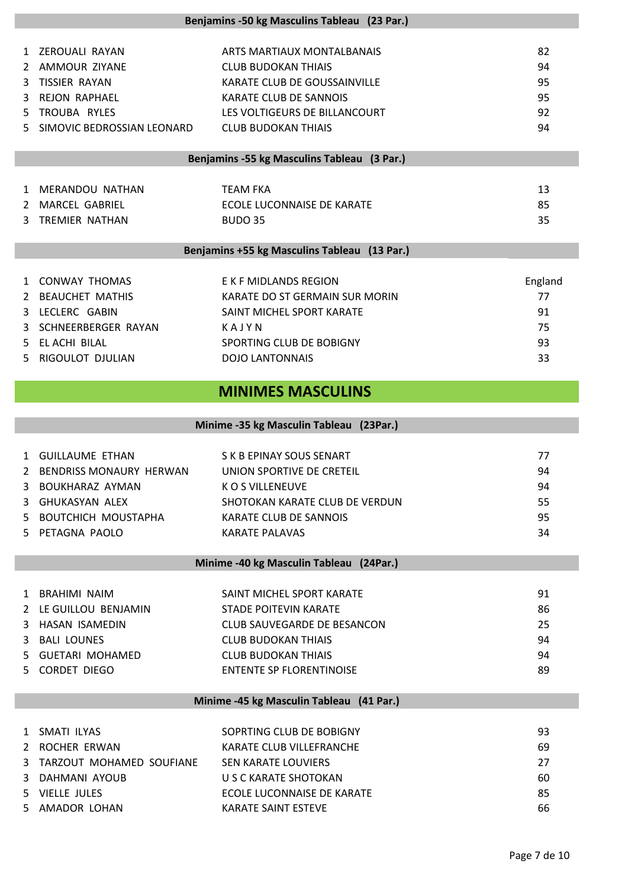### Benjamins -50 kg Masculins Tableau (23 Par.)

| | | | |
|---|---|---|---|
| 1 | ZEROUALI RAYAN | ARTS MARTIAUX MONTALBANAIS | 82 |
| 2 | AMMOUR ZIYANE | CLUB BUDOKAN THIAIS | 94 |
| 3 | TISSIER RAYAN | KARATE CLUB DE GOUSSAINVILLE | 95 |
| 3 | REJON RAPHAEL | KARATE CLUB DE SANNOIS | 95 |
| 5 | TROUBA RYLES | LES VOLTIGEURS DE BILLANCOURT | 92 |
| 5 | SIMOVIC BEDROSSIAN LEONARD | CLUB BUDOKAN THIAIS | 94 |

### Benjamins -55 kg Masculins Tableau (3 Par.)

| | | | |
|---|---|---|---|
| 1 | MERANDOU NATHAN | TEAM FKA | 13 |
| 2 | MARCEL GABRIEL | ECOLE LUCONNAISE DE KARATE | 85 |
| 3 | TREMIER NATHAN | BUDO 35 | 35 |

### Benjamins +55 kg Masculins Tableau (13 Par.)

| | | | |
|---|---|---|---|
| 1 | CONWAY THOMAS | E K F MIDLANDS REGION | England |
| 2 | BEAUCHET MATHIS | KARATE DO ST GERMAIN SUR MORIN | 77 |
| 3 | LECLERC GABIN | SAINT MICHEL SPORT KARATE | 91 |
| 3 | SCHNEERBERGER RAYAN | K A J Y N | 75 |
| 5 | EL ACHI BILAL | SPORTING CLUB DE BOBIGNY | 93 |
| 5 | RIGOULOT DJULIAN | DOJO LANTONNAIS | 33 |

## MINIMES MASCULINS

### Minime -35 kg Masculin Tableau (23Par.)

| | | | |
|---|---|---|---|
| 1 | GUILLAUME ETHAN | S K B EPINAY SOUS SENART | 77 |
| 2 | BENDRISS MONAURY HERWAN | UNION SPORTIVE DE CRETEIL | 94 |
| 3 | BOUKHARAZ AYMAN | K O S VILLENEUVE | 94 |
| 3 | GHUKASYAN ALEX | SHOTOKAN KARATE CLUB DE VERDUN | 55 |
| 5 | BOUTCHICH MOUSTAPHA | KARATE CLUB DE SANNOIS | 95 |
| 5 | PETAGNA PAOLO | KARATE PALAVAS | 34 |

### Minime -40 kg Masculin Tableau (24Par.)

| | | | |
|---|---|---|---|
| 1 | BRAHIMI NAIM | SAINT MICHEL SPORT KARATE | 91 |
| 2 | LE GUILLOU BENJAMIN | STADE POITEVIN KARATE | 86 |
| 3 | HASAN ISAMEDIN | CLUB SAUVEGARDE DE BESANCON | 25 |
| 3 | BALI LOUNES | CLUB BUDOKAN THIAIS | 94 |
| 5 | GUETARI MOHAMED | CLUB BUDOKAN THIAIS | 94 |
| 5 | CORDET DIEGO | ENTENTE SP FLORENTINOISE | 89 |

### Minime -45 kg Masculin Tableau (41 Par.)

| | | | |
|---|---|---|---|
| 1 | SMATI ILYAS | SOPRTING CLUB DE BOBIGNY | 93 |
| 2 | ROCHER ERWAN | KARATE CLUB VILLEFRANCHE | 69 |
| 3 | TARZOUT MOHAMED SOUFIANE | SEN KARATE LOUVIERS | 27 |
| 3 | DAHMANI AYOUB | U S C KARATE SHOTOKAN | 60 |
| 5 | VIELLE JULES | ECOLE LUCONNAISE DE KARATE | 85 |
| 5 | AMADOR LOHAN | KARATE SAINT ESTEVE | 66 |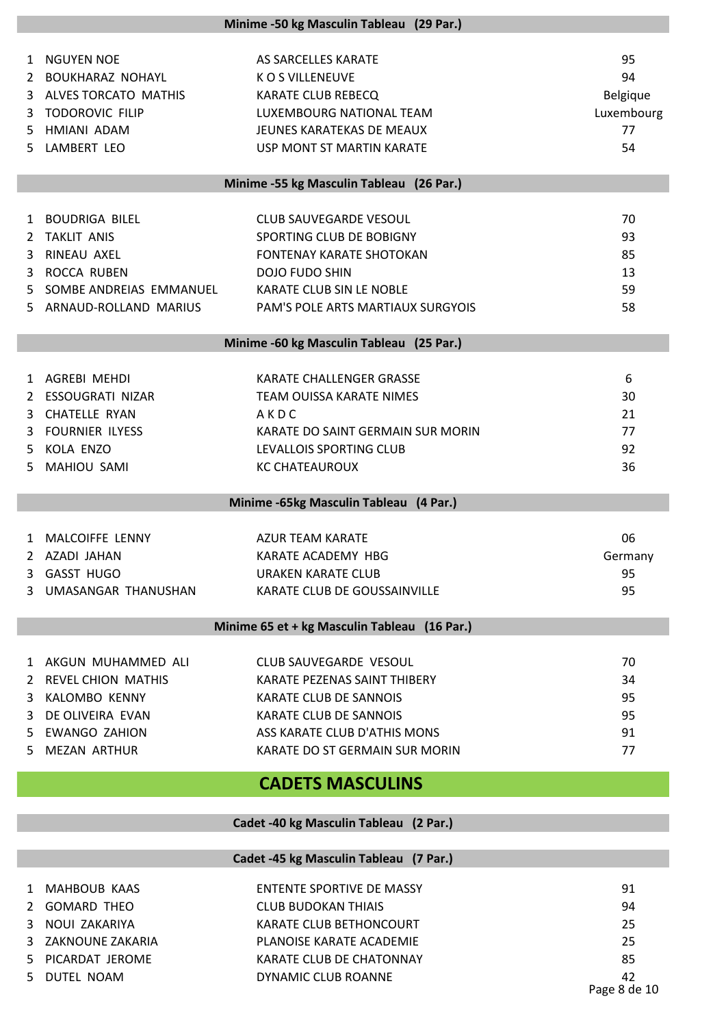### Minime -50 kg Masculin Tableau (29 Par.)

| | | | |
|---|---|---|---|
| 1 | NGUYEN NOE | AS SARCELLES KARATE | 95 |
| 2 | BOUKHARAZ NOHAYL | K O S VILLENEUVE | 94 |
| 3 | ALVES TORCATO MATHIS | KARATE CLUB REBECQ | Belgique |
| 3 | TODOROVIC FILIP | LUXEMBOURG NATIONAL TEAM | Luxembourg |
| 5 | HMIANI ADAM | JEUNES KARATEKAS DE MEAUX | 77 |
| 5 | LAMBERT LEO | USP MONT ST MARTIN KARATE | 54 |

### Minime -55 kg Masculin Tableau (26 Par.)

| | | | |
|---|---|---|---|
| 1 | BOUDRIGA BILEL | CLUB SAUVEGARDE VESOUL | 70 |
| 2 | TAKLIT ANIS | SPORTING CLUB DE BOBIGNY | 93 |
| 3 | RINEAU AXEL | FONTENAY KARATE SHOTOKAN | 85 |
| 3 | ROCCA RUBEN | DOJO FUDO SHIN | 13 |
| 5 | SOMBE ANDREIAS EMMANUEL | KARATE CLUB SIN LE NOBLE | 59 |
| 5 | ARNAUD-ROLLAND MARIUS | PAM'S POLE ARTS MARTIAUX SURGYOIS | 58 |

### Minime -60 kg Masculin Tableau (25 Par.)

| | | | |
|---|---|---|---|
| 1 | AGREBI MEHDI | KARATE CHALLENGER GRASSE | 6 |
| 2 | ESSOUGRATI NIZAR | TEAM OUISSA KARATE NIMES | 30 |
| 3 | CHATELLE RYAN | A K D C | 21 |
| 3 | FOURNIER ILYESS | KARATE DO SAINT GERMAIN SUR MORIN | 77 |
| 5 | KOLA ENZO | LEVALLOIS SPORTING CLUB | 92 |
| 5 | MAHIOU SAMI | KC CHATEAUROUX | 36 |

### Minime -65kg Masculin Tableau (4 Par.)

| | | | |
|---|---|---|---|
| 1 | MALCOIFFE LENNY | AZUR TEAM KARATE | 06 |
| 2 | AZADI JAHAN | KARATE ACADEMY HBG | Germany |
| 3 | GASST HUGO | URAKEN KARATE CLUB | 95 |
| 3 | UMASANGAR THANUSHAN | KARATE CLUB DE GOUSSAINVILLE | 95 |

### Minime 65 et + kg Masculin Tableau (16 Par.)

| | | | |
|---|---|---|---|
| 1 | AKGUN MUHAMMED ALI | CLUB SAUVEGARDE VESOUL | 70 |
| 2 | REVEL CHION MATHIS | KARATE PEZENAS SAINT THIBERY | 34 |
| 3 | KALOMBO KENNY | KARATE CLUB DE SANNOIS | 95 |
| 3 | DE OLIVEIRA EVAN | KARATE CLUB DE SANNOIS | 95 |
| 5 | EWANGO ZAHION | ASS KARATE CLUB D'ATHIS MONS | 91 |
| 5 | MEZAN ARTHUR | KARATE DO ST GERMAIN SUR MORIN | 77 |

## CADETS MASCULINS

### Cadet -40 kg Masculin Tableau (2 Par.)

### Cadet -45 kg Masculin Tableau (7 Par.)

| | | | |
|---|---|---|---|
| 1 | MAHBOUB KAAS | ENTENTE SPORTIVE DE MASSY | 91 |
| 2 | GOMARD THEO | CLUB BUDOKAN THIAIS | 94 |
| 3 | NOUI ZAKARIYA | KARATE CLUB BETHONCOURT | 25 |
| 3 | ZAKNOUNE ZAKARIA | PLANOISE KARATE ACADEMIE | 25 |
| 5 | PICARDAT JEROME | KARATE CLUB DE CHATONNAY | 85 |
| 5 | DUTEL NOAM | DYNAMIC CLUB ROANNE | 42 |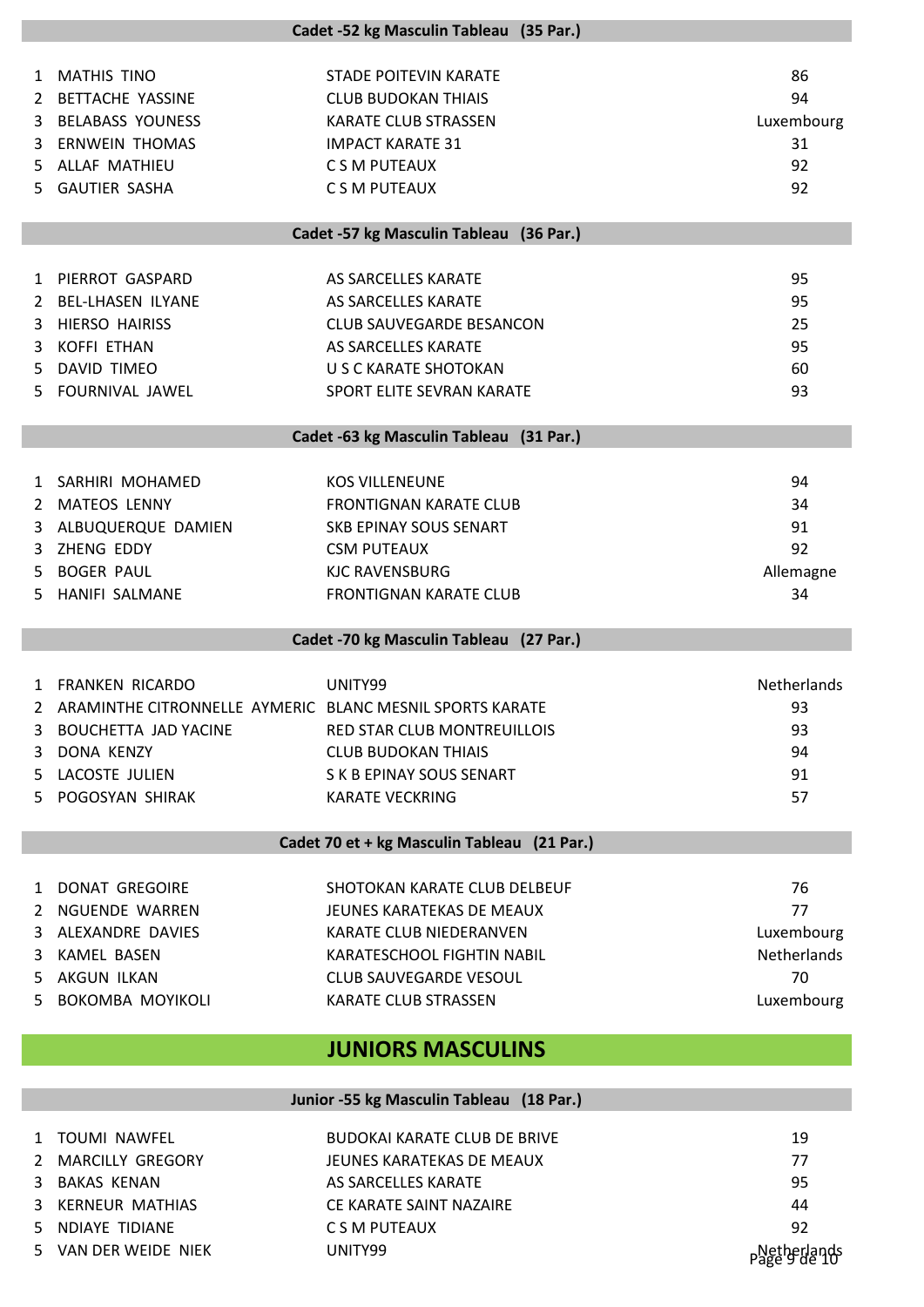### Cadet -52 kg Masculin Tableau (35 Par.)

| | | | |
|---|---|---|---|
| 1 | MATHIS TINO | STADE POITEVIN KARATE | 86 |
| 2 | BETTACHE YASSINE | CLUB BUDOKAN THIAIS | 94 |
| 3 | BELABASS YOUNESS | KARATE CLUB STRASSEN | Luxembourg |
| 3 | ERNWEIN THOMAS | IMPACT KARATE 31 | 31 |
| 5 | ALLAF MATHIEU | C S M PUTEAUX | 92 |
| 5 | GAUTIER SASHA | C S M PUTEAUX | 92 |

### Cadet -57 kg Masculin Tableau (36 Par.)

| | | | |
|---|---|---|---|
| 1 | PIERROT GASPARD | AS SARCELLES KARATE | 95 |
| 2 | BEL-LHASEN ILYANE | AS SARCELLES KARATE | 95 |
| 3 | HIERSO HAIRISS | CLUB SAUVEGARDE BESANCON | 25 |
| 3 | KOFFI ETHAN | AS SARCELLES KARATE | 95 |
| 5 | DAVID TIMEO | U S C KARATE SHOTOKAN | 60 |
| 5 | FOURNIVAL JAWEL | SPORT ELITE SEVRAN KARATE | 93 |

### Cadet -63 kg Masculin Tableau (31 Par.)

| | | | |
|---|---|---|---|
| 1 | SARHIRI MOHAMED | KOS VILLENEUNE | 94 |
| 2 | MATEOS LENNY | FRONTIGNAN KARATE CLUB | 34 |
| 3 | ALBUQUERQUE DAMIEN | SKB EPINAY SOUS SENART | 91 |
| 3 | ZHENG EDDY | CSM PUTEAUX | 92 |
| 5 | BOGER PAUL | KJC RAVENSBURG | Allemagne |
| 5 | HANIFI SALMANE | FRONTIGNAN KARATE CLUB | 34 |

### Cadet -70 kg Masculin Tableau (27 Par.)

| | | | |
|---|---|---|---|
| 1 | FRANKEN RICARDO | UNITY99 | Netherlands |
| 2 | ARAMINTHE CITRONNELLE AYMERIC | BLANC MESNIL SPORTS KARATE | 93 |
| 3 | BOUCHETTA JAD YACINE | RED STAR CLUB MONTREUILLOIS | 93 |
| 3 | DONA KENZY | CLUB BUDOKAN THIAIS | 94 |
| 5 | LACOSTE JULIEN | S K B EPINAY SOUS SENART | 91 |
| 5 | POGOSYAN SHIRAK | KARATE VECKRING | 57 |

### Cadet 70 et + kg Masculin Tableau (21 Par.)

| | | | |
|---|---|---|---|
| 1 | DONAT GREGOIRE | SHOTOKAN KARATE CLUB DELBEUF | 76 |
| 2 | NGUENDE WARREN | JEUNES KARATEKAS DE MEAUX | 77 |
| 3 | ALEXANDRE DAVIES | KARATE CLUB NIEDERANVEN | Luxembourg |
| 3 | KAMEL BASEN | KARATESCHOOL FIGHTIN NABIL | Netherlands |
| 5 | AKGUN ILKAN | CLUB SAUVEGARDE VESOUL | 70 |
| 5 | BOKOMBA MOYIKOLI | KARATE CLUB STRASSEN | Luxembourg |

## JUNIORS MASCULINS

### Junior -55 kg Masculin Tableau (18 Par.)

| | | | |
|---|---|---|---|
| 1 | TOUMI NAWFEL | BUDOKAI KARATE CLUB DE BRIVE | 19 |
| 2 | MARCILLY GREGORY | JEUNES KARATEKAS DE MEAUX | 77 |
| 3 | BAKAS KENAN | AS SARCELLES KARATE | 95 |
| 3 | KERNEUR MATHIAS | CE KARATE SAINT NAZAIRE | 44 |
| 5 | NDIAYE TIDIANE | C S M PUTEAUX | 92 |
| 5 | VAN DER WEIDE NIEK | UNITY99 | Netherlands |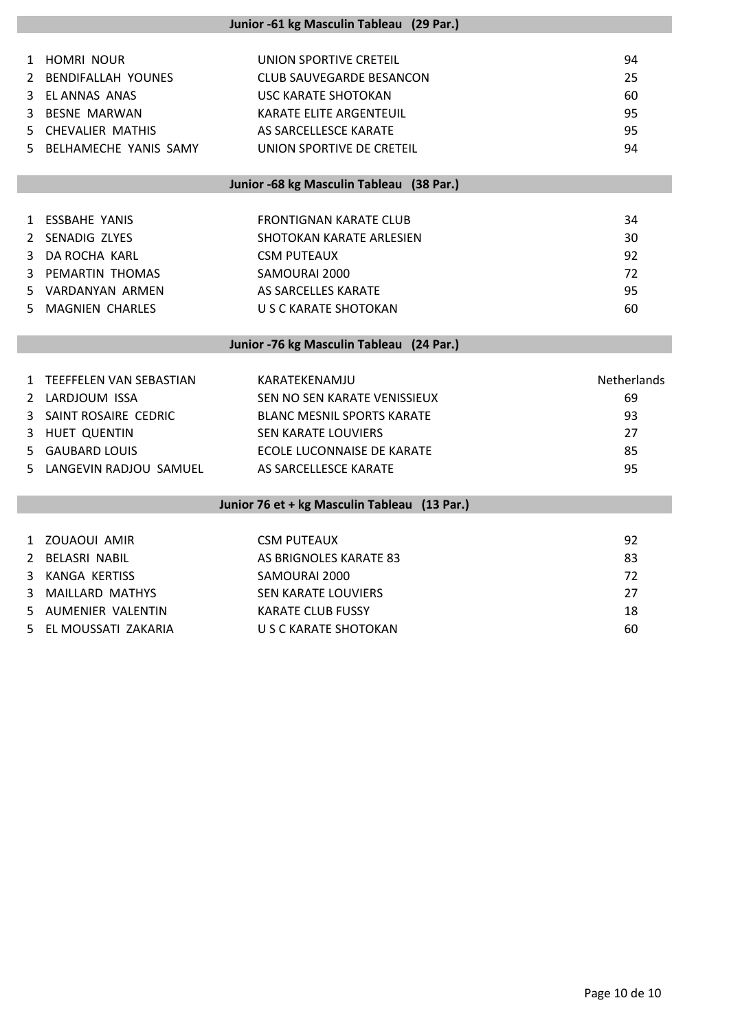## Junior -61 kg Masculin Tableau (29 Par.)

| | | | |
|---|---|---|---|
| 1 | HOMRI NOUR | UNION SPORTIVE CRETEIL | 94 |
| 2 | BENDIFALLAH YOUNES | CLUB SAUVEGARDE BESANCON | 25 |
| 3 | EL ANNAS ANAS | USC KARATE SHOTOKAN | 60 |
| 3 | BESNE MARWAN | KARATE ELITE ARGENTEUIL | 95 |
| 5 | CHEVALIER MATHIS | AS SARCELLESCE KARATE | 95 |
| 5 | BELHAMECHE YANIS SAMY | UNION SPORTIVE DE CRETEIL | 94 |

## Junior -68 kg Masculin Tableau (38 Par.)

| | | | |
|---|---|---|---|
| 1 | ESSBAHE YANIS | FRONTIGNAN KARATE CLUB | 34 |
| 2 | SENADIG ZLYES | SHOTOKAN KARATE ARLESIEN | 30 |
| 3 | DA ROCHA KARL | CSM PUTEAUX | 92 |
| 3 | PEMARTIN THOMAS | SAMOURAI 2000 | 72 |
| 5 | VARDANYAN ARMEN | AS SARCELLES KARATE | 95 |
| 5 | MAGNIEN CHARLES | U S C KARATE SHOTOKAN | 60 |

## Junior -76 kg Masculin Tableau (24 Par.)

| | | | |
|---|---|---|---|
| 1 | TEEFFELEN VAN SEBASTIAN | KARATEKENAMJU | Netherlands |
| 2 | LARDJOUM ISSA | SEN NO SEN KARATE VENISSIEUX | 69 |
| 3 | SAINT ROSAIRE CEDRIC | BLANC MESNIL SPORTS KARATE | 93 |
| 3 | HUET QUENTIN | SEN KARATE LOUVIERS | 27 |
| 5 | GAUBARD LOUIS | ECOLE LUCONNAISE DE KARATE | 85 |
| 5 | LANGEVIN RADJOU SAMUEL | AS SARCELLESCE KARATE | 95 |

## Junior 76 et + kg Masculin Tableau (13 Par.)

| | | | |
|---|---|---|---|
| 1 | ZOUAOUI AMIR | CSM PUTEAUX | 92 |
| 2 | BELASRI NABIL | AS BRIGNOLES KARATE 83 | 83 |
| 3 | KANGA KERTISS | SAMOURAI 2000 | 72 |
| 3 | MAILLARD MATHYS | SEN KARATE LOUVIERS | 27 |
| 5 | AUMENIER VALENTIN | KARATE CLUB FUSSY | 18 |
| 5 | EL MOUSSATI ZAKARIA | U S C KARATE SHOTOKAN | 60 |